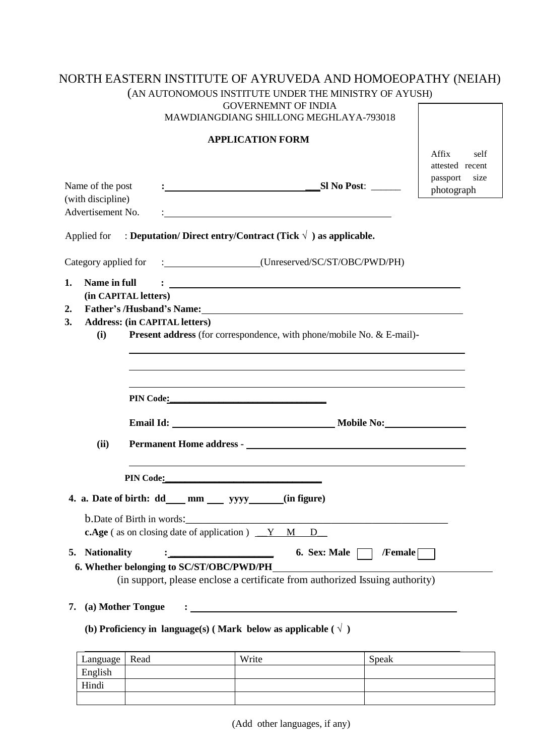# NORTH EASTERN INSTITUTE OF AYRUVEDA AND HOMOEOPATHY (NEIAH)

(AN AUTONOMOUS INSTITUTE UNDER THE MINISTRY OF AYUSH)

GOVERNEMNT OF INDIA

MAWDIANGDIANG SHILLONG MEGHLAYA-793018

**APPLICATION FORM**

Affix self attested recent passport size photograph

Name of the post (with discipline) : ______________________________ **Sl No Post**: ______

Advertisement No. : ______________________________

Applied for : **Deputation/ Direct entry/Contract (Tick √ ) as applicable.**

Category applied for : ____________________(Unreserved/SC/ST/OBC/PWD/PH)

1. **Name in full** : ______________________________
   **(in CAPITAL letters)**
2. **Father's /Husband's Name:** ______________________________
3. **Address: (in CAPITAL letters)**
   - **(i)** **Present address** (for correspondence, with phone/mobile No. & E-mail)-

     ______________________________

     ______________________________

     ______________________________

     **PIN Code:** ______________________________

     **Email Id:** ______________________________ **Mobile No:** ______________

   - **(ii)** **Permanent Home address -** ______________________________

     ______________________________

     **PIN Code:** ______________________________

4. **a. Date of birth: dd____ mm ____ yyyy_______(in figure)**

   b.Date of Birth in words: ______________________________

   **c.Age** ( as on closing date of application ) __Y M D__

5. **Nationality** : ____________________ **6. Sex: Male** ☐ **/Female** ☐

6. **Whether belonging to SC/ST/OBC/PWD/PH** ______________________________

   (in support, please enclose a certificate from authorized Issuing authority)

7. **(a) Mother Tongue** : ______________________________

   **(b) Proficiency in language(s) ( Mark below as applicable ( √ )**

| Language | Read | Write | Speak |
|---|---|---|---|
| English | | | |
| Hindi | | | |
| | | | |

(Add other languages, if any)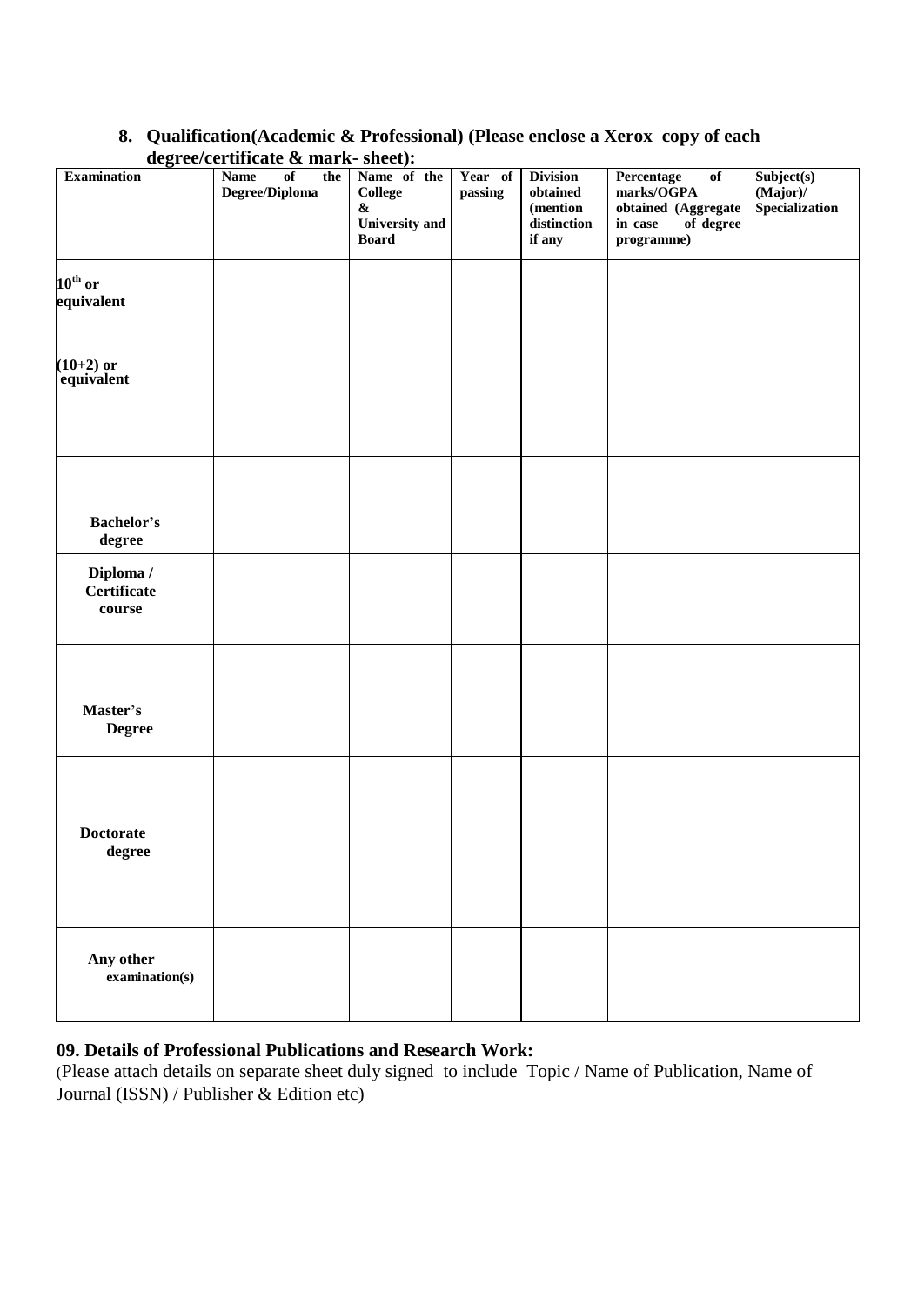**8. Qualification(Academic & Professional) (Please enclose a Xerox copy of each degree/certificate & mark- sheet):**

| Examination | Name of the Degree/Diploma | Name of the College & University and Board | Year of passing | Division obtained (mention distinction if any | Percentage of marks/OGPA obtained (Aggregate in case of degree programme) | Subject(s) (Major)/ Specialization |
|---|---|---|---|---|---|---|
| $10^{th}$ or equivalent | | | | | | |
| (10+2) or equivalent | | | | | | |
| Bachelor's degree | | | | | | |
| Diploma / Certificate course | | | | | | |
| Master's Degree | | | | | | |
| Doctorate degree | | | | | | |
| Any other examination(s) | | | | | | |

**09. Details of Professional Publications and Research Work:**

(Please attach details on separate sheet duly signed to include Topic / Name of Publication, Name of Journal (ISSN) / Publisher & Edition etc)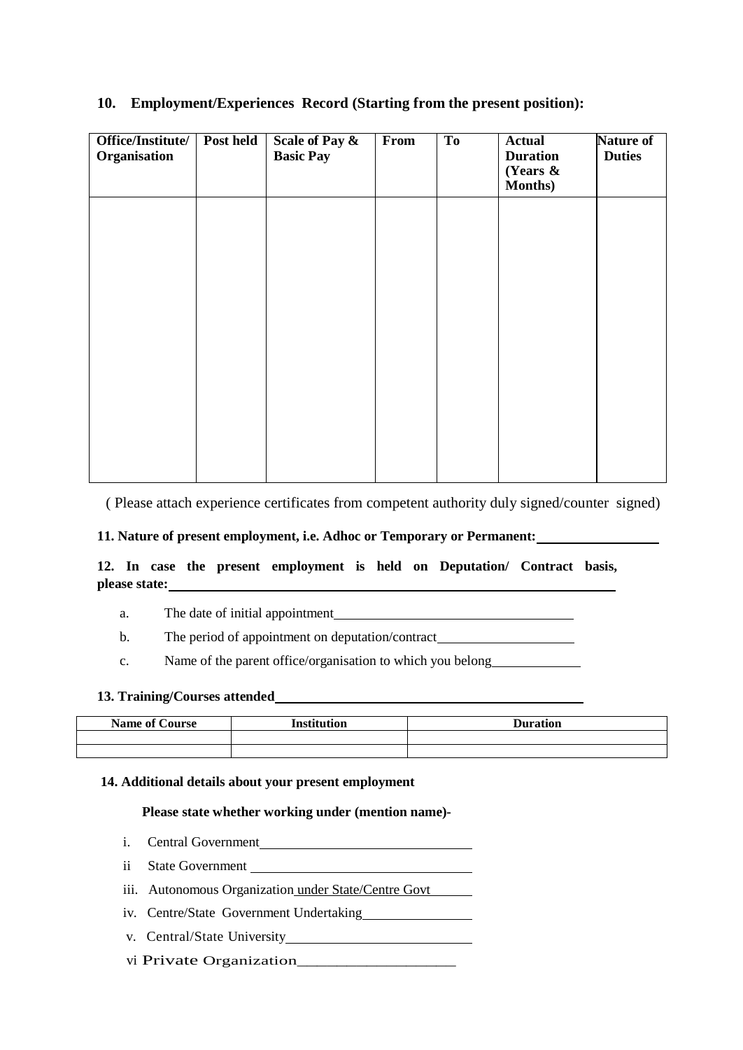## 10. Employment/Experiences Record (Starting from the present position):

| Office/Institute/ Organisation | Post held | Scale of Pay & Basic Pay | From | To | Actual Duration (Years & Months) | Nature of Duties |
|---|---|---|---|---|---|---|
| | | | | | | |

( Please attach experience certificates from competent authority duly signed/counter signed)

**11. Nature of present employment, i.e. Adhoc or Temporary or Permanent:** ________________

**12. In case the present employment is held on Deputation/ Contract basis, please state:** ____________________________________________

a. The date of initial appointment ________________________________

b. The period of appointment on deputation/contract ____________________

c. Name of the parent office/organisation to which you belong ____________

**13. Training/Courses attended** ________________________________________

| Name of Course | Institution | Duration |
|---|---|---|
| | | |
| | | |

**14. Additional details about your present employment**

**Please state whether working under (mention name)-**

i. Central Government ______________________________

ii State Government ______________________________

iii. Autonomous Organization under State/Centre Govt ______

iv. Centre/State Government Undertaking ________________

v. Central/State University ___________________________

vi Private Organization____________________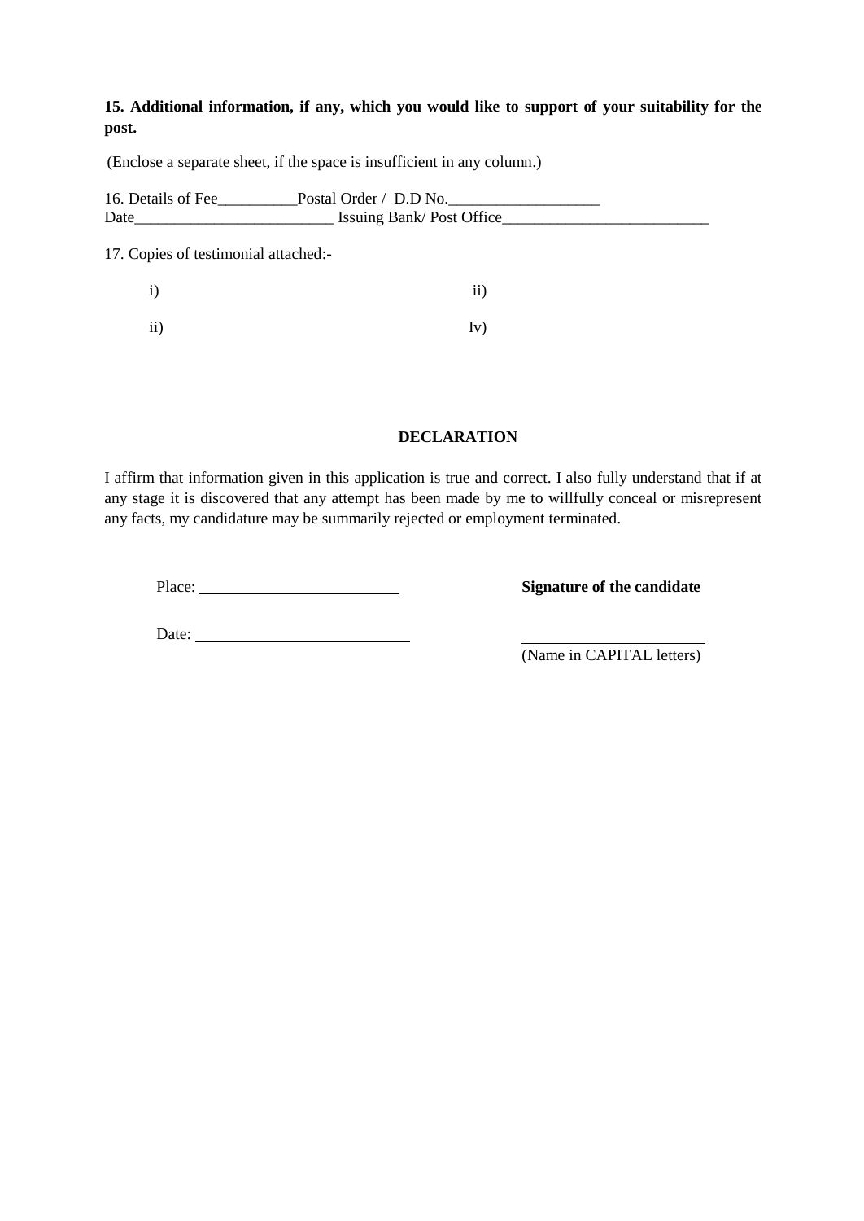**15. Additional information, if any, which you would like to support of your suitability for the post.**

(Enclose a separate sheet, if the space is insufficient in any column.)

16. Details of Fee__________Postal Order / D.D No.___________________
Date_________________________ Issuing Bank/ Post Office__________________________

17. Copies of testimonial attached:-

i) ii)

ii) Iv)

**DECLARATION**

I affirm that information given in this application is true and correct. I also fully understand that if at any stage it is discovered that any attempt has been made by me to willfully conceal or misrepresent any facts, my candidature may be summarily rejected or employment terminated.

Place: ________________________ **Signature of the candidate**

Date: ________________________

________________________
(Name in CAPITAL letters)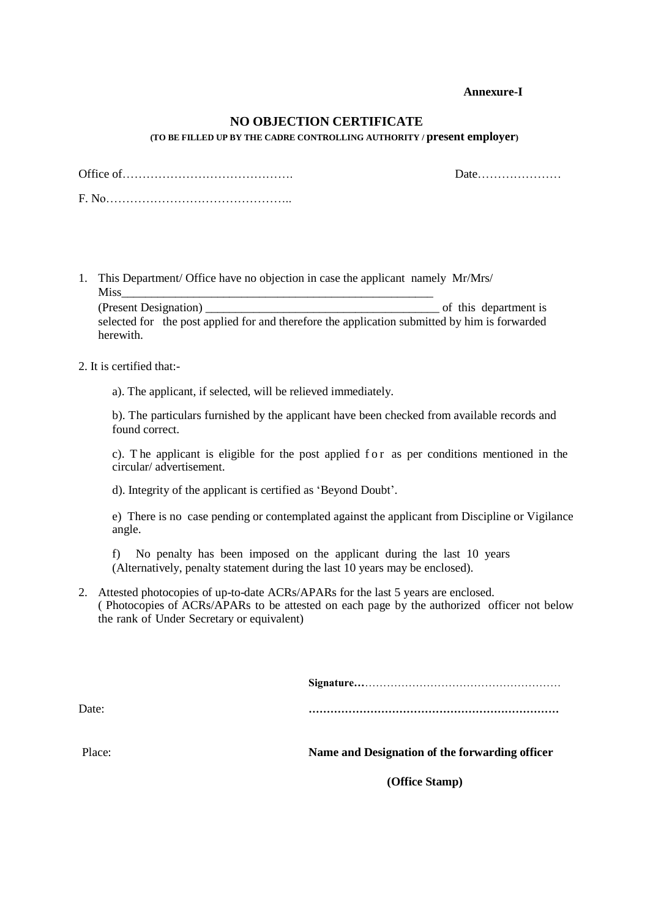**Annexure-I**

## NO OBJECTION CERTIFICATE

**(TO BE FILLED UP BY THE CADRE CONTROLLING AUTHORITY / present employer)**

Office of……………………………………. Date…………………

F. No………………………………………..

1. This Department/ Office have no objection in case the applicant namely Mr/Mrs/ Miss_____________________________________________________ (Present Designation) ______________________________________ of this department is selected for the post applied for and therefore the application submitted by him is forwarded herewith.

2. It is certified that:-

   a). The applicant, if selected, will be relieved immediately.

   b). The particulars furnished by the applicant have been checked from available records and found correct.

   c). The applicant is eligible for the post applied for as per conditions mentioned in the circular/ advertisement.

   d). Integrity of the applicant is certified as 'Beyond Doubt'.

   e) There is no case pending or contemplated against the applicant from Discipline or Vigilance angle.

   f) No penalty has been imposed on the applicant during the last 10 years (Alternatively, penalty statement during the last 10 years may be enclosed).

2. Attested photocopies of up-to-date ACRs/APARs for the last 5 years are enclosed. ( Photocopies of ACRs/APARs to be attested on each page by the authorized officer not below the rank of Under Secretary or equivalent)

**Signature…**………………………………………………

Date: **……………………………………………………………**

Place: **Name and Designation of the forwarding officer**

**(Office Stamp)**